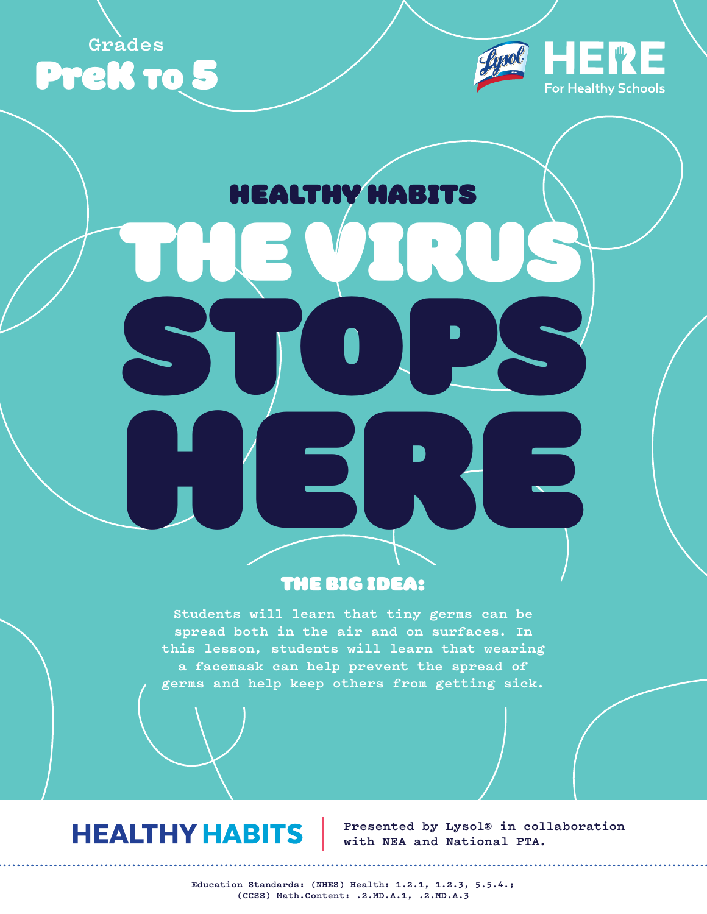Grades

**PreK to 5**

HERE
For Healthy Schools

# HEALTHY HABITS

# THE VIRUS STOPS HERE

## THE BIG IDEA:

Students will learn that tiny germs can be spread both in the air and on surfaces. In this lesson, students will learn that wearing a facemask can help prevent the spread of germs and help keep others from getting sick.

**HEALTHY HABITS**

Presented by Lysol® in collaboration with NEA and National PTA.

Education Standards: (NHES) Health: 1.2.1, 1.2.3, 5.5.4.; (CCSS) Math.Content: .2.MD.A.1, .2.MD.A.3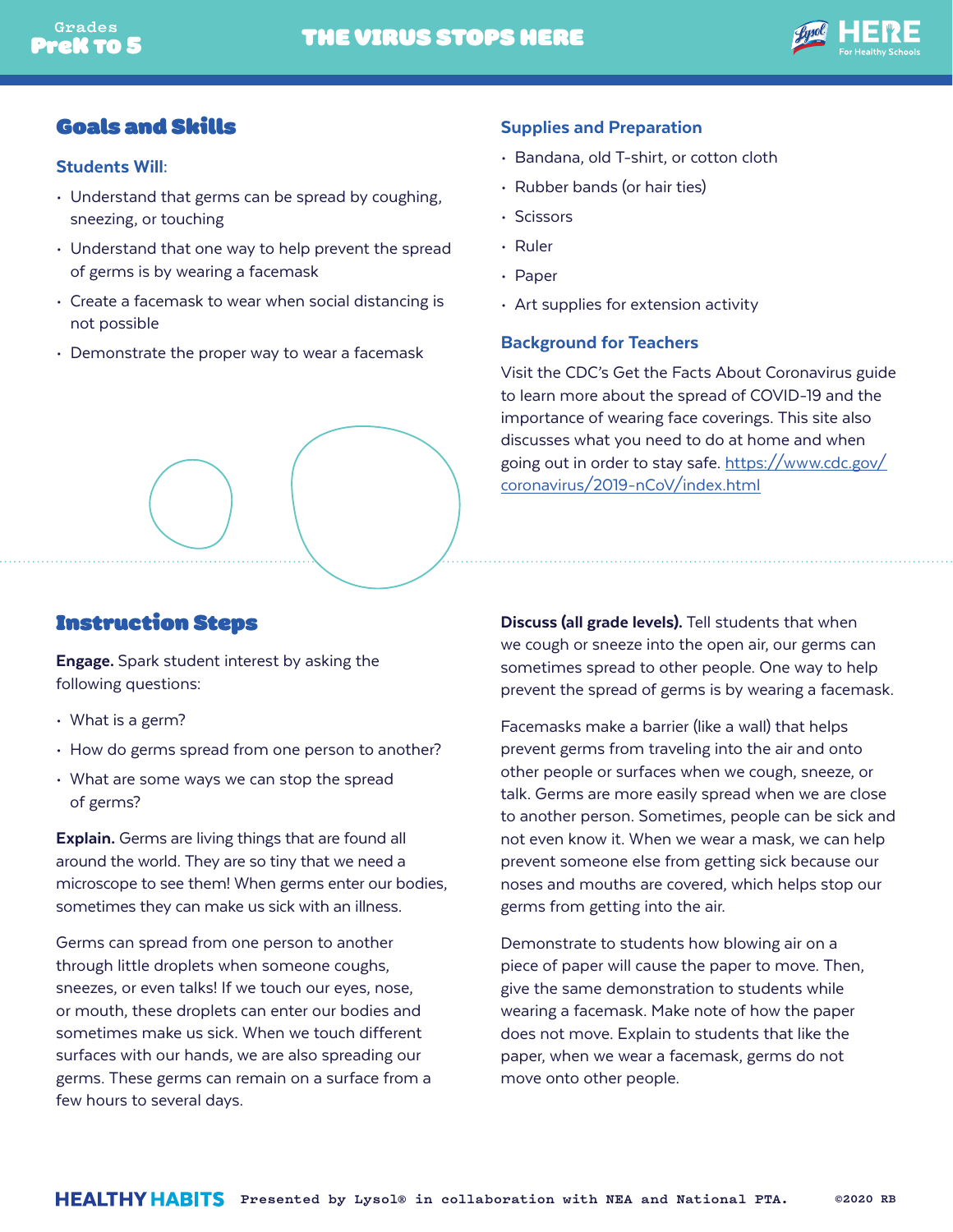## Goals and Skills

### Students Will:

- Understand that germs can be spread by coughing, sneezing, or touching
- Understand that one way to help prevent the spread of germs is by wearing a facemask
- Create a facemask to wear when social distancing is not possible
- Demonstrate the proper way to wear a facemask

### Supplies and Preparation

- Bandana, old T-shirt, or cotton cloth
- Rubber bands (or hair ties)
- Scissors
- Ruler
- Paper
- Art supplies for extension activity

### Background for Teachers

Visit the CDC's Get the Facts About Coronavirus guide to learn more about the spread of COVID-19 and the importance of wearing face coverings. This site also discusses what you need to do at home and when going out in order to stay safe. https://www.cdc.gov/coronavirus/2019-nCoV/index.html

## Instruction Steps

**Engage.** Spark student interest by asking the following questions:

- What is a germ?
- How do germs spread from one person to another?
- What are some ways we can stop the spread of germs?

**Explain.** Germs are living things that are found all around the world. They are so tiny that we need a microscope to see them! When germs enter our bodies, sometimes they can make us sick with an illness.

Germs can spread from one person to another through little droplets when someone coughs, sneezes, or even talks! If we touch our eyes, nose, or mouth, these droplets can enter our bodies and sometimes make us sick. When we touch different surfaces with our hands, we are also spreading our germs. These germs can remain on a surface from a few hours to several days.

**Discuss (all grade levels).** Tell students that when we cough or sneeze into the open air, our germs can sometimes spread to other people. One way to help prevent the spread of germs is by wearing a facemask.

Facemasks make a barrier (like a wall) that helps prevent germs from traveling into the air and onto other people or surfaces when we cough, sneeze, or talk. Germs are more easily spread when we are close to another person. Sometimes, people can be sick and not even know it. When we wear a mask, we can help prevent someone else from getting sick because our noses and mouths are covered, which helps stop our germs from getting into the air.

Demonstrate to students how blowing air on a piece of paper will cause the paper to move. Then, give the same demonstration to students while wearing a facemask. Make note of how the paper does not move. Explain to students that like the paper, when we wear a facemask, germs do not move onto other people.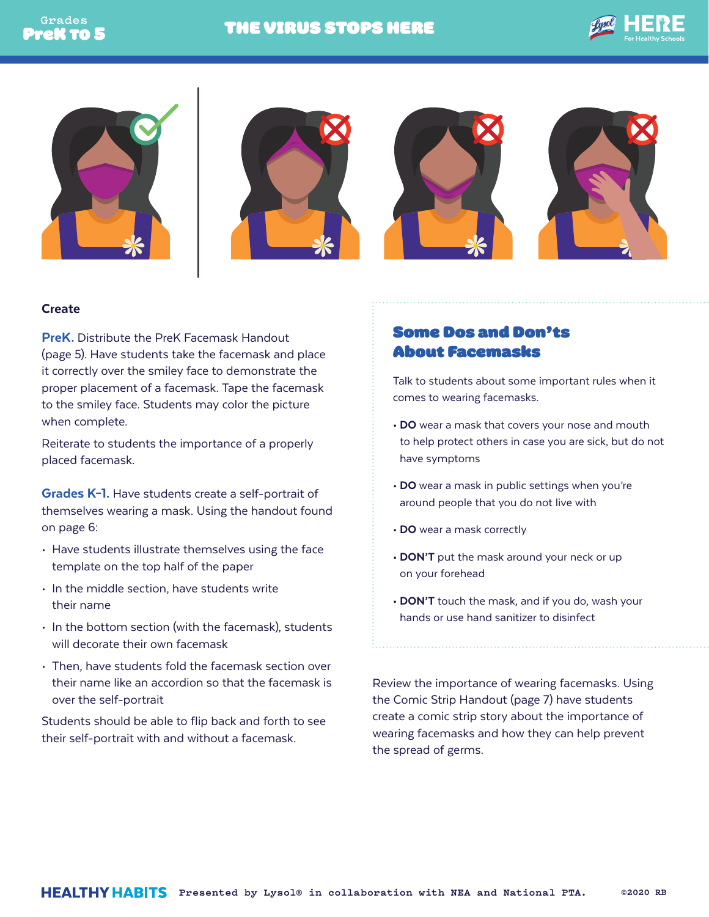### Create

**PreK.** Distribute the PreK Facemask Handout (page 5). Have students take the facemask and place it correctly over the smiley face to demonstrate the proper placement of a facemask. Tape the facemask to the smiley face. Students may color the picture when complete.

Reiterate to students the importance of a properly placed facemask.

**Grades K–1.** Have students create a self-portrait of themselves wearing a mask. Using the handout found on page 6:

- Have students illustrate themselves using the face template on the top half of the paper
- In the middle section, have students write their name
- In the bottom section (with the facemask), students will decorate their own facemask
- Then, have students fold the facemask section over their name like an accordion so that the facemask is over the self-portrait

Students should be able to flip back and forth to see their self-portrait with and without a facemask.

## Some Dos and Don'ts About Facemasks

Talk to students about some important rules when it comes to wearing facemasks.

- **DO** wear a mask that covers your nose and mouth to help protect others in case you are sick, but do not have symptoms
- **DO** wear a mask in public settings when you're around people that you do not live with
- **DO** wear a mask correctly
- **DON'T** put the mask around your neck or up on your forehead
- **DON'T** touch the mask, and if you do, wash your hands or use hand sanitizer to disinfect

Review the importance of wearing facemasks. Using the Comic Strip Handout (page 7) have students create a comic strip story about the importance of wearing facemasks and how they can help prevent the spread of germs.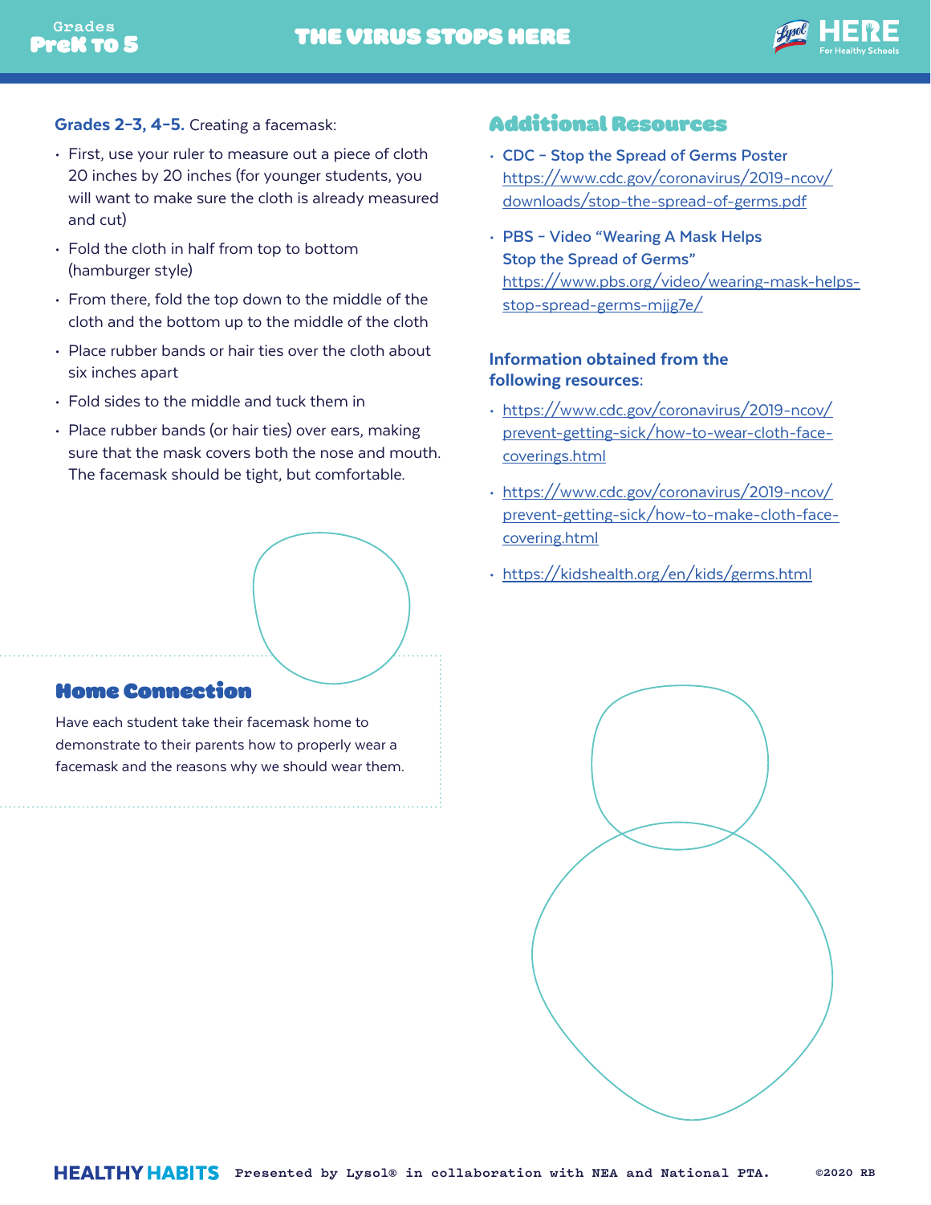**Grades 2-3, 4-5.** Creating a facemask:

- First, use your ruler to measure out a piece of cloth 20 inches by 20 inches (for younger students, you will want to make sure the cloth is already measured and cut)
- Fold the cloth in half from top to bottom (hamburger style)
- From there, fold the top down to the middle of the cloth and the bottom up to the middle of the cloth
- Place rubber bands or hair ties over the cloth about six inches apart
- Fold sides to the middle and tuck them in
- Place rubber bands (or hair ties) over ears, making sure that the mask covers both the nose and mouth. The facemask should be tight, but comfortable.

## Home Connection

Have each student take their facemask home to demonstrate to their parents how to properly wear a facemask and the reasons why we should wear them.

## Additional Resources

- **CDC – Stop the Spread of Germs Poster**
  https://www.cdc.gov/coronavirus/2019-ncov/downloads/stop-the-spread-of-germs.pdf
- **PBS – Video "Wearing A Mask Helps Stop the Spread of Germs"**
  https://www.pbs.org/video/wearing-mask-helps-stop-spread-germs-mjjg7e/

**Information obtained from the following resources:**

- https://www.cdc.gov/coronavirus/2019-ncov/prevent-getting-sick/how-to-wear-cloth-face-coverings.html
- https://www.cdc.gov/coronavirus/2019-ncov/prevent-getting-sick/how-to-make-cloth-face-covering.html
- https://kidshealth.org/en/kids/germs.html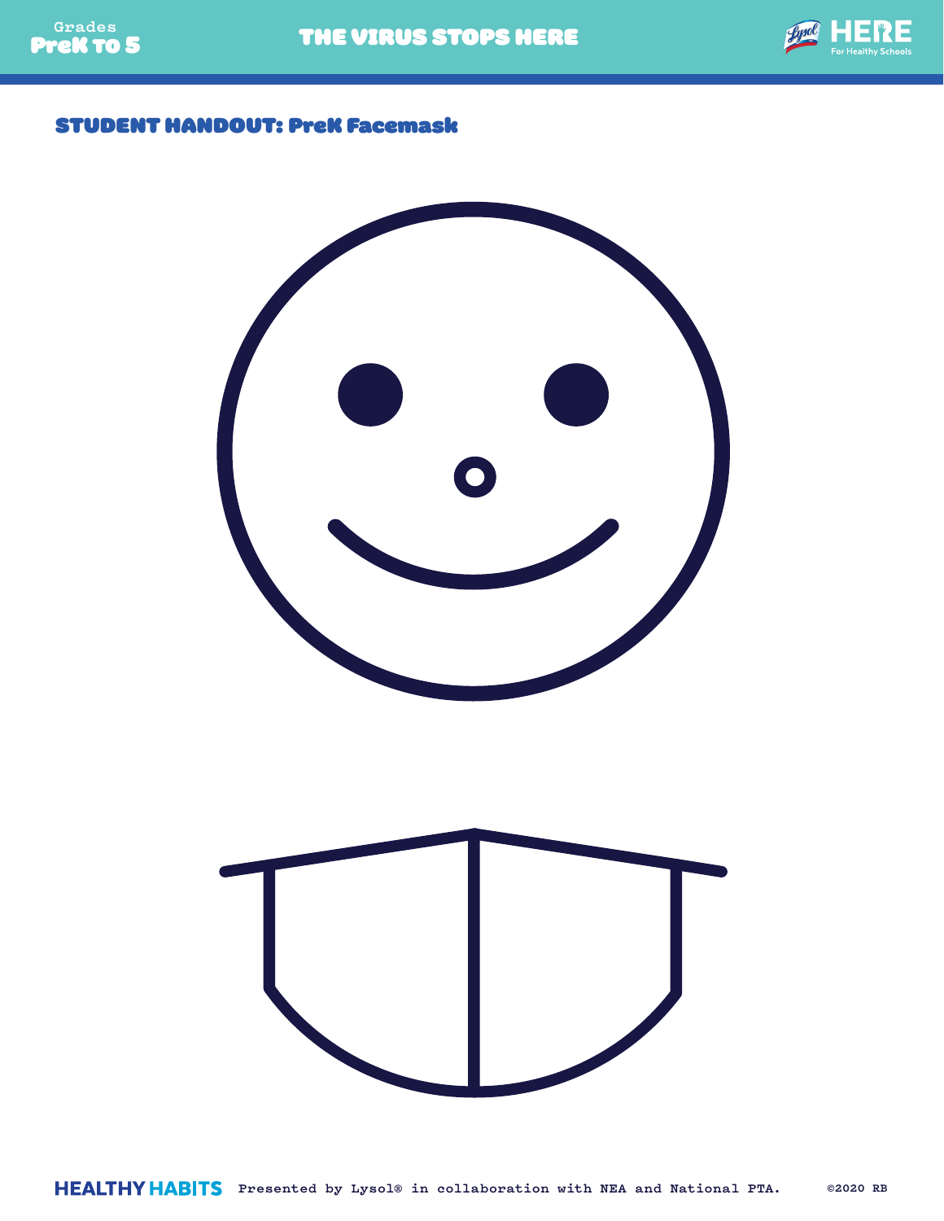## STUDENT HANDOUT: PreK Facemask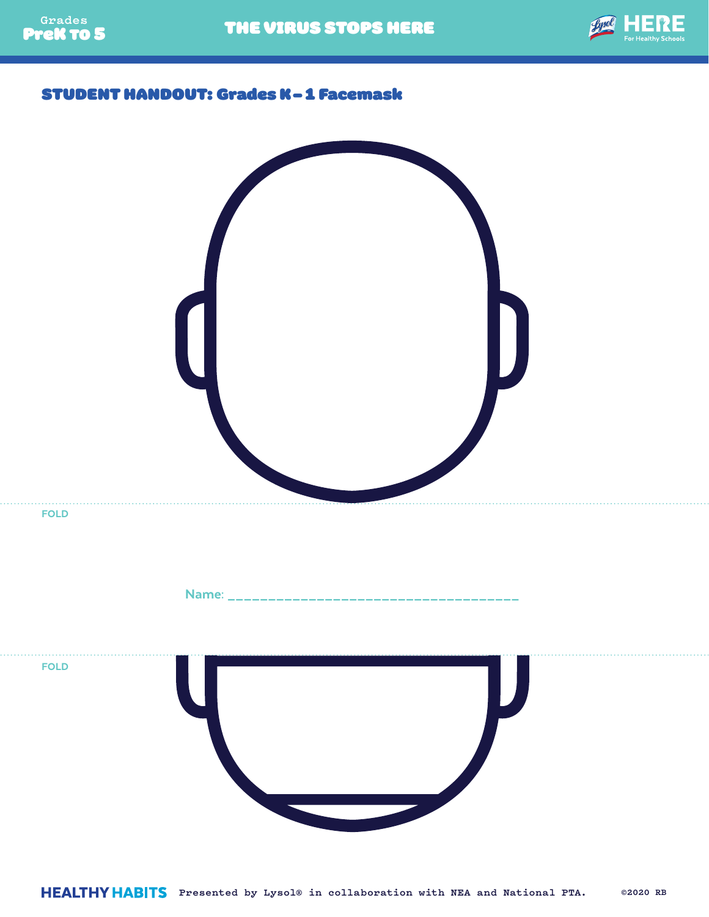## STUDENT HANDOUT: Grades K – 1 Facemask

FOLD

Name: ___________________________________

FOLD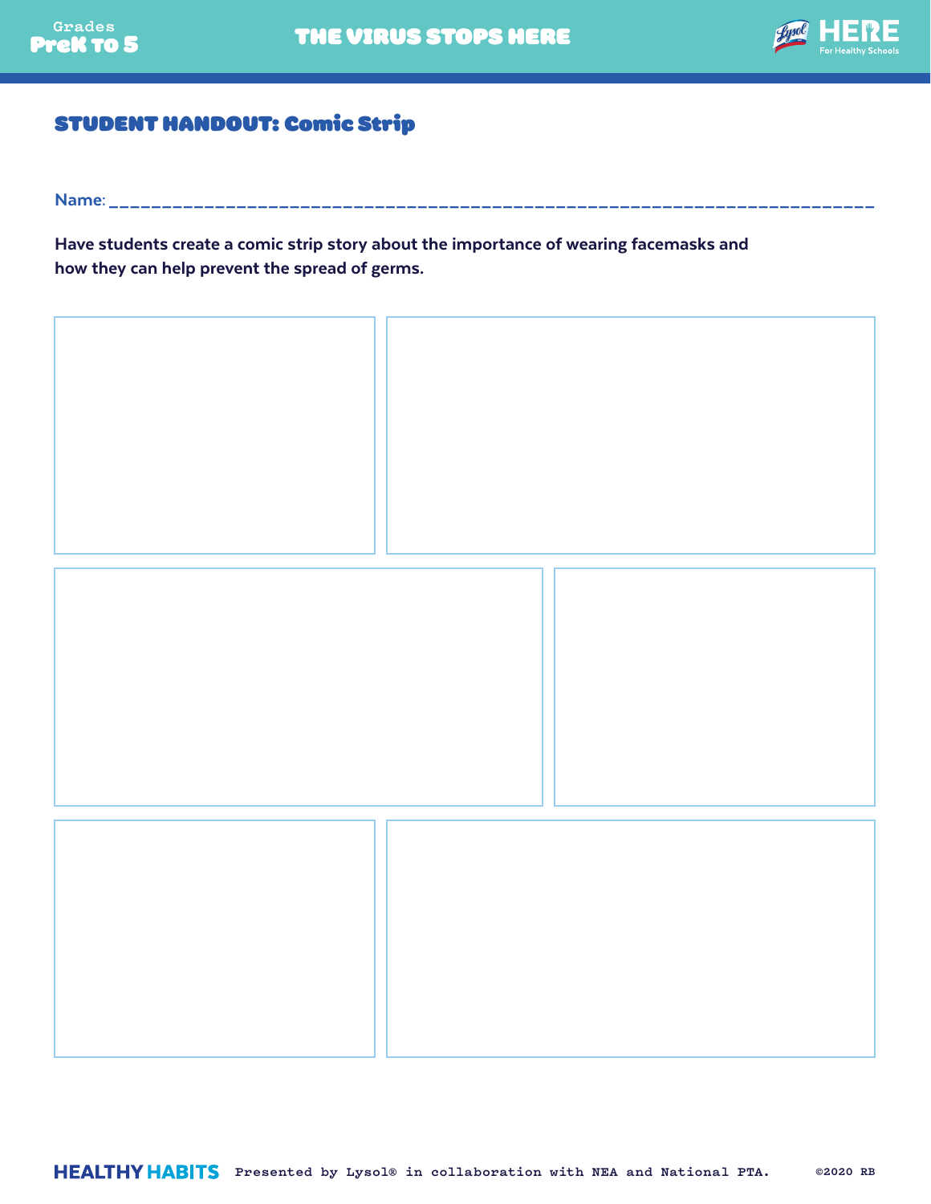## STUDENT HANDOUT: Comic Strip

**Name**: ___________________________________________________________________________

**Have students create a comic strip story about the importance of wearing facemasks and how they can help prevent the spread of germs.**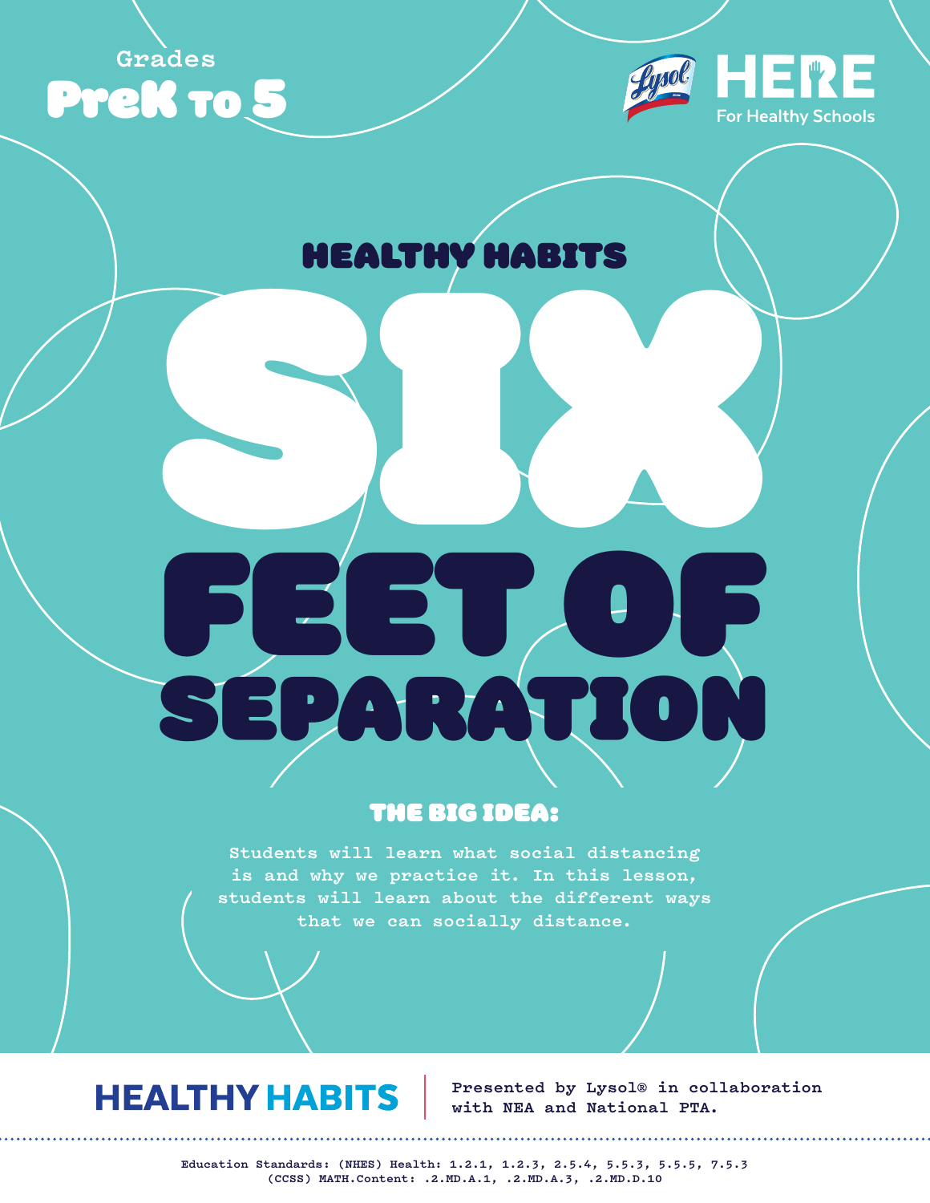Grades
**PreK to 5**

HERE
For Healthy Schools

## HEALTHY HABITS

# SIX FEET OF SEPARATION

### THE BIG IDEA:

Students will learn what social distancing is and why we practice it. In this lesson, students will learn about the different ways that we can socially distance.

**HEALTHY HABITS**

Presented by Lysol® in collaboration with NEA and National PTA.

Education Standards: (NHES) Health: 1.2.1, 1.2.3, 2.5.4, 5.5.3, 5.5.5, 7.5.3
(CCSS) MATH.Content: .2.MD.A.1, .2.MD.A.3, .2.MD.D.10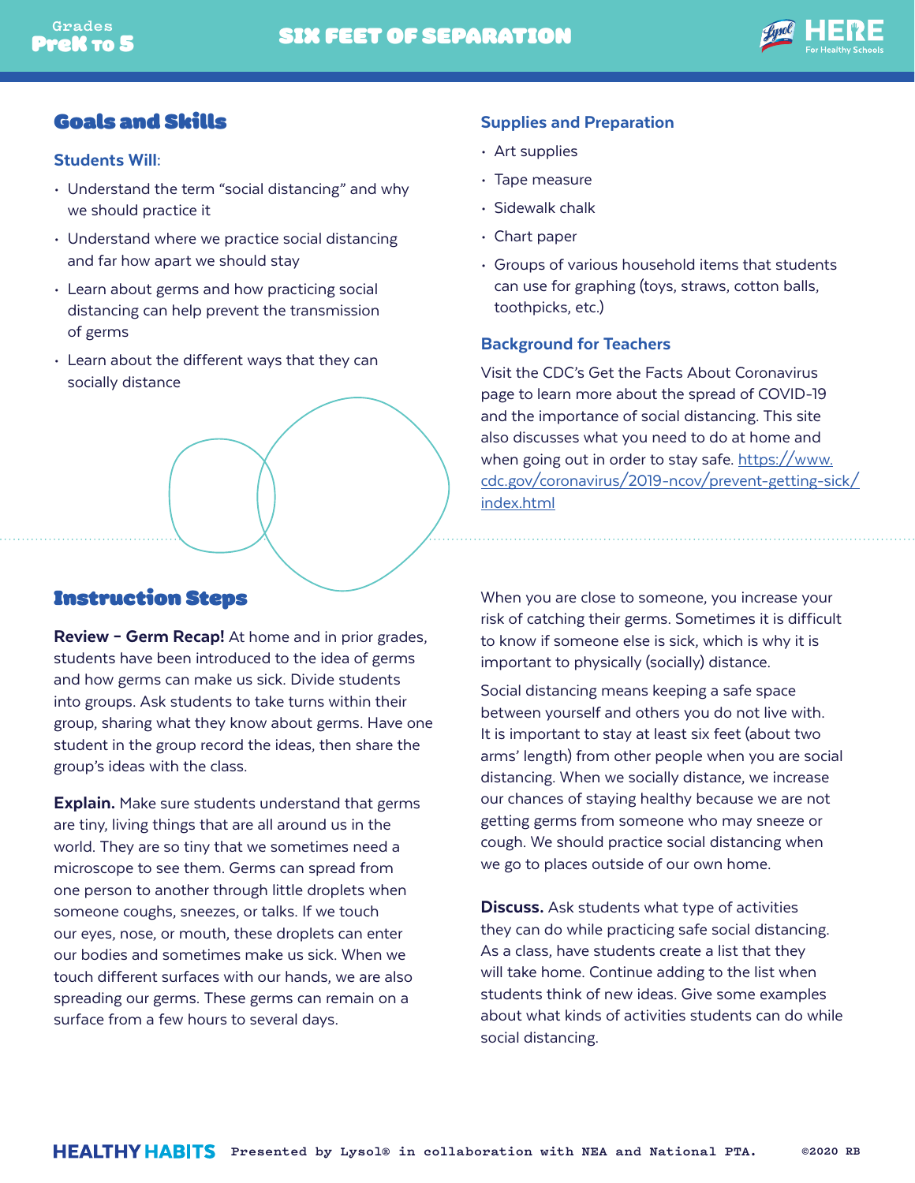# SIX FEET OF SEPARATION

## Goals and Skills

### Students Will:

- Understand the term "social distancing" and why we should practice it
- Understand where we practice social distancing and far how apart we should stay
- Learn about germs and how practicing social distancing can help prevent the transmission of germs
- Learn about the different ways that they can socially distance

### Supplies and Preparation

- Art supplies
- Tape measure
- Sidewalk chalk
- Chart paper
- Groups of various household items that students can use for graphing (toys, straws, cotton balls, toothpicks, etc.)

### Background for Teachers

Visit the CDC's Get the Facts About Coronavirus page to learn more about the spread of COVID-19 and the importance of social distancing. This site also discusses what you need to do at home and when going out in order to stay safe. https://www.cdc.gov/coronavirus/2019-ncov/prevent-getting-sick/index.html

## Instruction Steps

**Review – Germ Recap!** At home and in prior grades, students have been introduced to the idea of germs and how germs can make us sick. Divide students into groups. Ask students to take turns within their group, sharing what they know about germs. Have one student in the group record the ideas, then share the group's ideas with the class.

**Explain.** Make sure students understand that germs are tiny, living things that are all around us in the world. They are so tiny that we sometimes need a microscope to see them. Germs can spread from one person to another through little droplets when someone coughs, sneezes, or talks. If we touch our eyes, nose, or mouth, these droplets can enter our bodies and sometimes make us sick. When we touch different surfaces with our hands, we are also spreading our germs. These germs can remain on a surface from a few hours to several days.

When you are close to someone, you increase your risk of catching their germs. Sometimes it is difficult to know if someone else is sick, which is why it is important to physically (socially) distance.

Social distancing means keeping a safe space between yourself and others you do not live with. It is important to stay at least six feet (about two arms' length) from other people when you are social distancing. When we socially distance, we increase our chances of staying healthy because we are not getting germs from someone who may sneeze or cough. We should practice social distancing when we go to places outside of our own home.

**Discuss.** Ask students what type of activities they can do while practicing safe social distancing. As a class, have students create a list that they will take home. Continue adding to the list when students think of new ideas. Give some examples about what kinds of activities students can do while social distancing.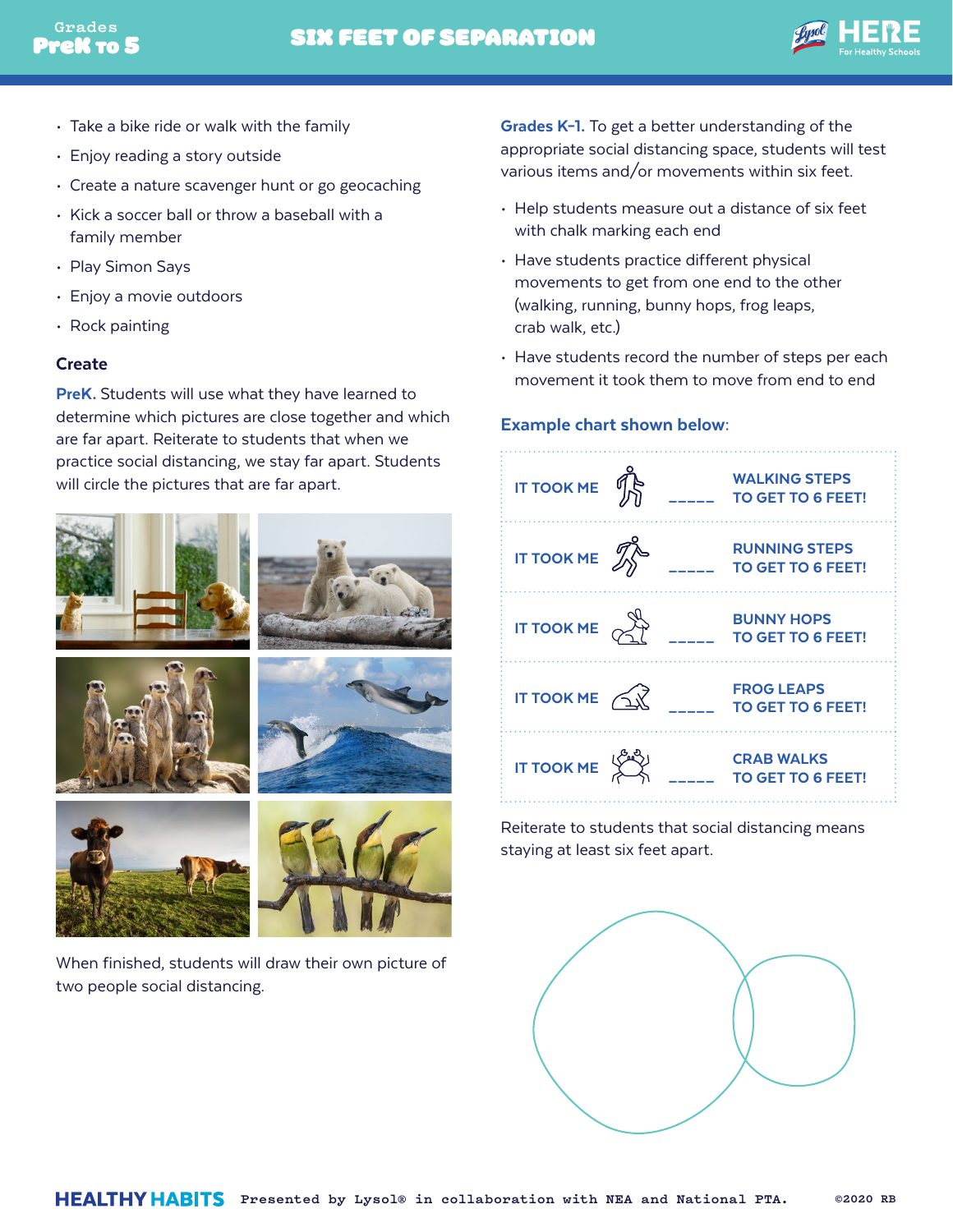- Take a bike ride or walk with the family
- Enjoy reading a story outside
- Create a nature scavenger hunt or go geocaching
- Kick a soccer ball or throw a baseball with a family member
- Play Simon Says
- Enjoy a movie outdoors
- Rock painting

### Create

**PreK.** Students will use what they have learned to determine which pictures are close together and which are far apart. Reiterate to students that when we practice social distancing, we stay far apart. Students will circle the pictures that are far apart.

When finished, students will draw their own picture of two people social distancing.

**Grades K-1.** To get a better understanding of the appropriate social distancing space, students will test various items and/or movements within six feet.

- Help students measure out a distance of six feet with chalk marking each end
- Have students practice different physical movements to get from one end to the other (walking, running, bunny hops, frog leaps, crab walk, etc.)
- Have students record the number of steps per each movement it took them to move from end to end

**Example chart shown below:**

| | | |
|---|---|---|
| IT TOOK ME | _____ | WALKING STEPS TO GET TO 6 FEET! |
| IT TOOK ME | _____ | RUNNING STEPS TO GET TO 6 FEET! |
| IT TOOK ME | _____ | BUNNY HOPS TO GET TO 6 FEET! |
| IT TOOK ME | _____ | FROG LEAPS TO GET TO 6 FEET! |
| IT TOOK ME | _____ | CRAB WALKS TO GET TO 6 FEET! |

Reiterate to students that social distancing means staying at least six feet apart.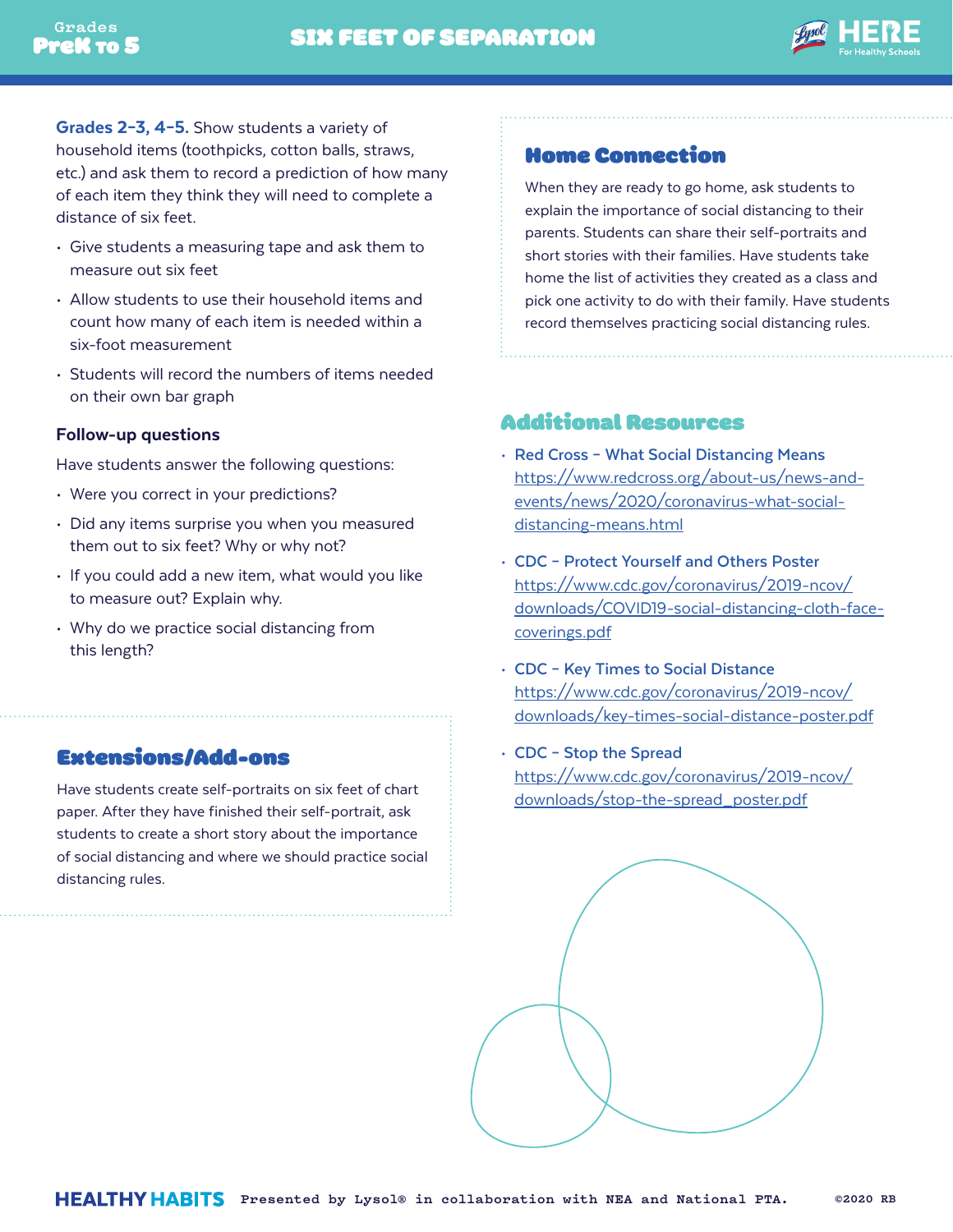**Grades 2–3, 4–5.** Show students a variety of household items (toothpicks, cotton balls, straws, etc.) and ask them to record a prediction of how many of each item they think they will need to complete a distance of six feet.

- Give students a measuring tape and ask them to measure out six feet
- Allow students to use their household items and count how many of each item is needed within a six-foot measurement
- Students will record the numbers of items needed on their own bar graph

**Follow-up questions**

Have students answer the following questions:

- Were you correct in your predictions?
- Did any items surprise you when you measured them out to six feet? Why or why not?
- If you could add a new item, what would you like to measure out? Explain why.
- Why do we practice social distancing from this length?

## Extensions/Add-ons

Have students create self-portraits on six feet of chart paper. After they have finished their self-portrait, ask students to create a short story about the importance of social distancing and where we should practice social distancing rules.

## Home Connection

When they are ready to go home, ask students to explain the importance of social distancing to their parents. Students can share their self-portraits and short stories with their families. Have students take home the list of activities they created as a class and pick one activity to do with their family. Have students record themselves practicing social distancing rules.

## Additional Resources

- **Red Cross – What Social Distancing Means**
  https://www.redcross.org/about-us/news-and-events/news/2020/coronavirus-what-social-distancing-means.html
- **CDC – Protect Yourself and Others Poster**
  https://www.cdc.gov/coronavirus/2019-ncov/downloads/COVID19-social-distancing-cloth-face-coverings.pdf
- **CDC – Key Times to Social Distance**
  https://www.cdc.gov/coronavirus/2019-ncov/downloads/key-times-social-distance-poster.pdf
- **CDC – Stop the Spread**
  https://www.cdc.gov/coronavirus/2019-ncov/downloads/stop-the-spread_poster.pdf